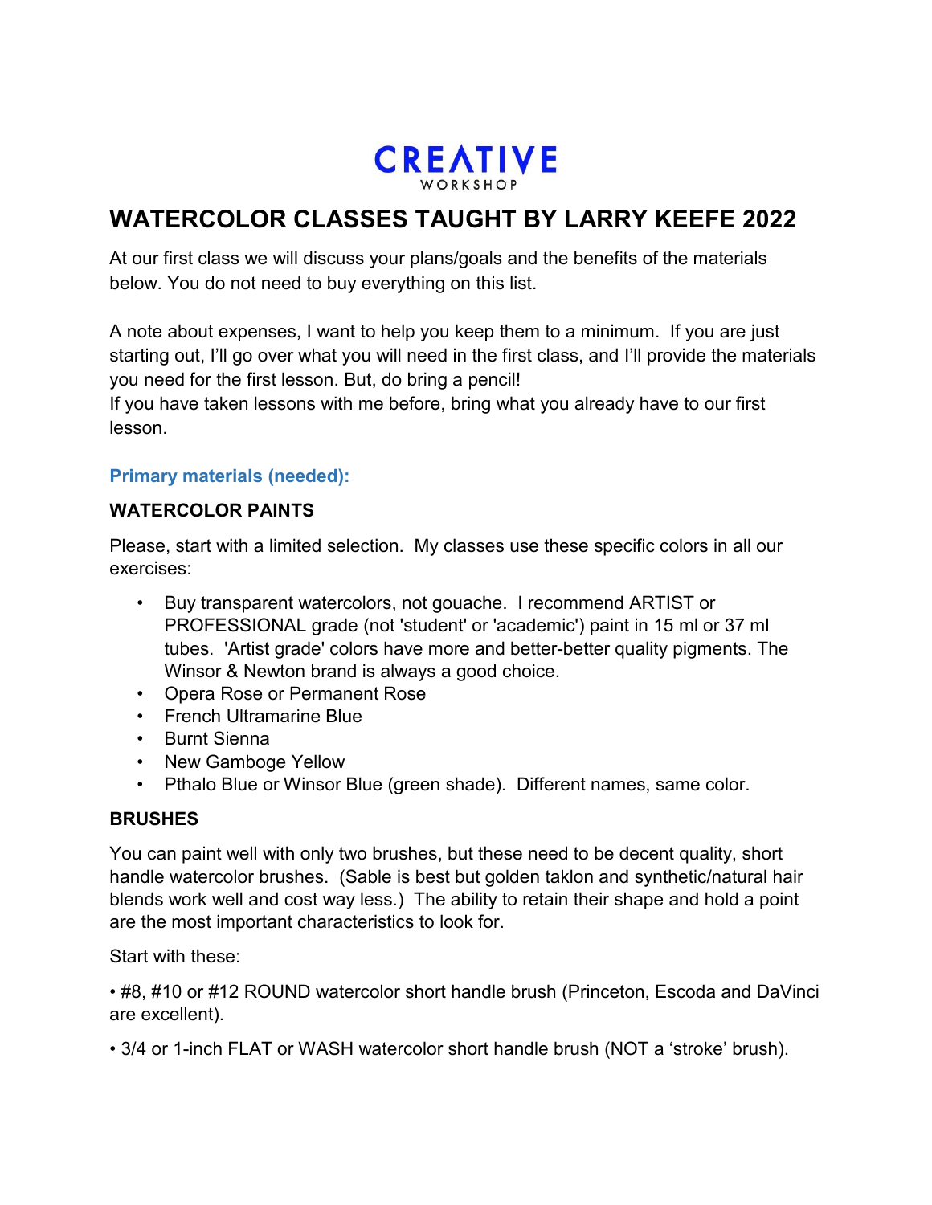# CREATIVE

WORKSHOP

## WATERCOLOR CLASSES TAUGHT BY LARRY KEEFE 2022

At our first class we will discuss your plans/goals and the benefits of the materials below. You do not need to buy everything on this list.

A note about expenses, I want to help you keep them to a minimum. If you are just starting out, I'll go over what you will need in the first class, and I'll provide the materials you need for the first lesson. But, do bring a pencil!
If you have taken lessons with me before, bring what you already have to our first lesson.

### Primary materials (needed):

**WATERCOLOR PAINTS**

Please, start with a limited selection. My classes use these specific colors in all our exercises:

- Buy transparent watercolors, not gouache. I recommend ARTIST or PROFESSIONAL grade (not 'student' or 'academic') paint in 15 ml or 37 ml tubes. 'Artist grade' colors have more and better-better quality pigments. The Winsor & Newton brand is always a good choice.
- Opera Rose or Permanent Rose
- French Ultramarine Blue
- Burnt Sienna
- New Gamboge Yellow
- Pthalo Blue or Winsor Blue (green shade). Different names, same color.

**BRUSHES**

You can paint well with only two brushes, but these need to be decent quality, short handle watercolor brushes. (Sable is best but golden taklon and synthetic/natural hair blends work well and cost way less.) The ability to retain their shape and hold a point are the most important characteristics to look for.

Start with these:

• #8, #10 or #12 ROUND watercolor short handle brush (Princeton, Escoda and DaVinci are excellent).

• 3/4 or 1-inch FLAT or WASH watercolor short handle brush (NOT a 'stroke' brush).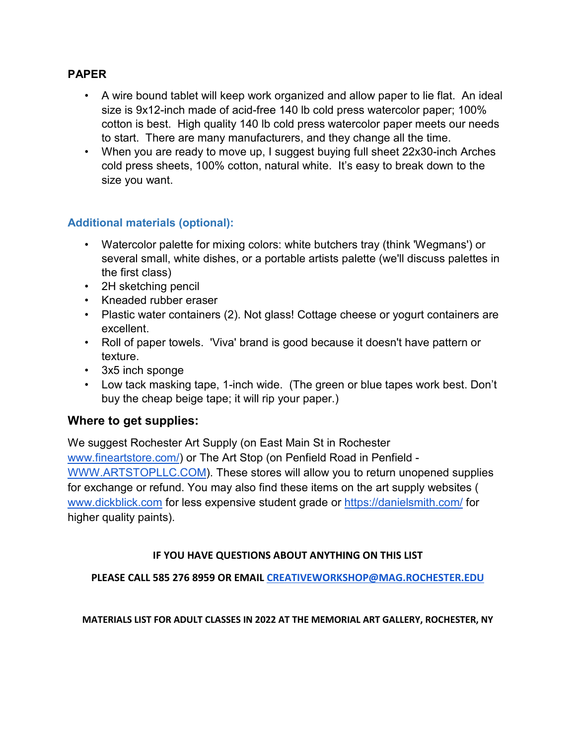## PAPER

- A wire bound tablet will keep work organized and allow paper to lie flat. An ideal size is 9x12-inch made of acid-free 140 lb cold press watercolor paper; 100% cotton is best. High quality 140 lb cold press watercolor paper meets our needs to start. There are many manufacturers, and they change all the time.
- When you are ready to move up, I suggest buying full sheet 22x30-inch Arches cold press sheets, 100% cotton, natural white. It's easy to break down to the size you want.

### Additional materials (optional):

- Watercolor palette for mixing colors: white butchers tray (think 'Wegmans') or several small, white dishes, or a portable artists palette (we'll discuss palettes in the first class)
- 2H sketching pencil
- Kneaded rubber eraser
- Plastic water containers (2). Not glass! Cottage cheese or yogurt containers are excellent.
- Roll of paper towels. 'Viva' brand is good because it doesn't have pattern or texture.
- 3x5 inch sponge
- Low tack masking tape, 1-inch wide. (The green or blue tapes work best. Don't buy the cheap beige tape; it will rip your paper.)

## Where to get supplies:

We suggest Rochester Art Supply (on East Main St in Rochester www.fineartstore.com/) or The Art Stop (on Penfield Road in Penfield - WWW.ARTSTOPLLC.COM). These stores will allow you to return unopened supplies for exchange or refund. You may also find these items on the art supply websites ( www.dickblick.com for less expensive student grade or https://danielsmith.com/ for higher quality paints).

**IF YOU HAVE QUESTIONS ABOUT ANYTHING ON THIS LIST**

**PLEASE CALL 585 276 8959 OR EMAIL CREATIVEWORKSHOP@MAG.ROCHESTER.EDU**

**MATERIALS LIST FOR ADULT CLASSES IN 2022 AT THE MEMORIAL ART GALLERY, ROCHESTER, NY**